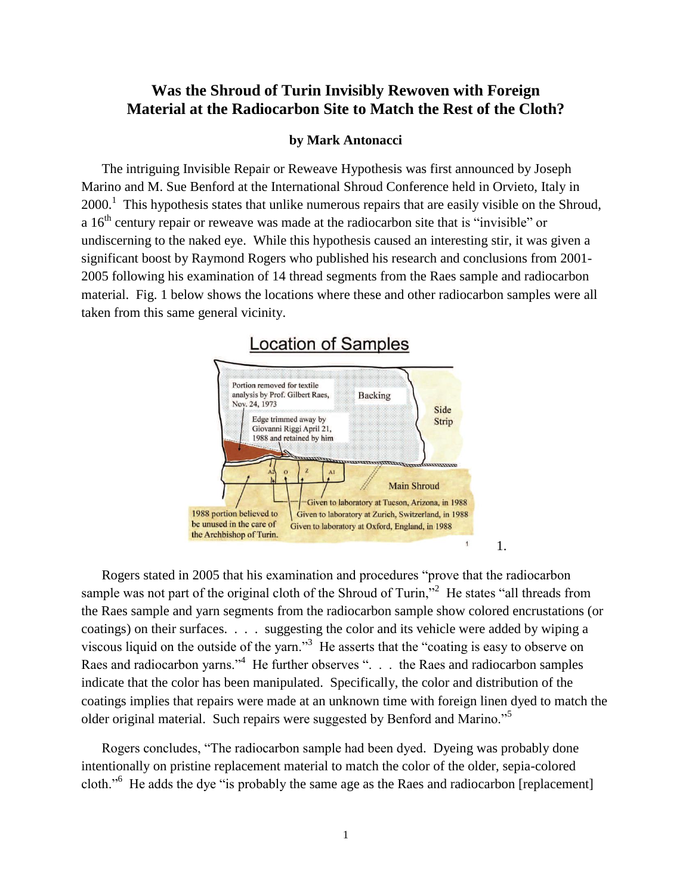# Was the Shroud of Turin Invisibly Rewoven with Foreign Material at the Radiocarbon Site to Match the Rest of the Cloth?

**by Mark Antonacci**

The intriguing Invisible Repair or Reweave Hypothesis was first announced by Joseph Marino and M. Sue Benford at the International Shroud Conference held in Orvieto, Italy in 2000.[1] This hypothesis states that unlike numerous repairs that are easily visible on the Shroud, a 16th century repair or reweave was made at the radiocarbon site that is "invisible" or undiscerning to the naked eye. While this hypothesis caused an interesting stir, it was given a significant boost by Raymond Rogers who published his research and conclusions from 2001-2005 following his examination of 14 thread segments from the Raes sample and radiocarbon material. Fig. 1 below shows the locations where these and other radiocarbon samples were all taken from this same general vicinity.

**Location of Samples**

Portion removed for textile analysis by Prof. Gilbert Raes, Nov. 24, 1973

Edge trimmed away by Giovanni Riggi April 21, 1988 and retained by him

Backing

Side Strip

Main Shroud

A2 O Z A1

Given to laboratory at Tucson, Arizona, in 1988

Given to laboratory at Zurich, Switzerland, in 1988

Given to laboratory at Oxford, England, in 1988

1988 portion believed to be unused in the care of the Archbishop of Turin.

1.

Rogers stated in 2005 that his examination and procedures "prove that the radiocarbon sample was not part of the original cloth of the Shroud of Turin,"[2] He states "all threads from the Raes sample and yarn segments from the radiocarbon sample show colored encrustations (or coatings) on their surfaces. . . . suggesting the color and its vehicle were added by wiping a viscous liquid on the outside of the yarn."[3] He asserts that the "coating is easy to observe on Raes and radiocarbon yarns."[4] He further observes ". . . the Raes and radiocarbon samples indicate that the color has been manipulated. Specifically, the color and distribution of the coatings implies that repairs were made at an unknown time with foreign linen dyed to match the older original material. Such repairs were suggested by Benford and Marino."[5]

Rogers concludes, "The radiocarbon sample had been dyed. Dyeing was probably done intentionally on pristine replacement material to match the color of the older, sepia-colored cloth."[6] He adds the dye "is probably the same age as the Raes and radiocarbon [replacement]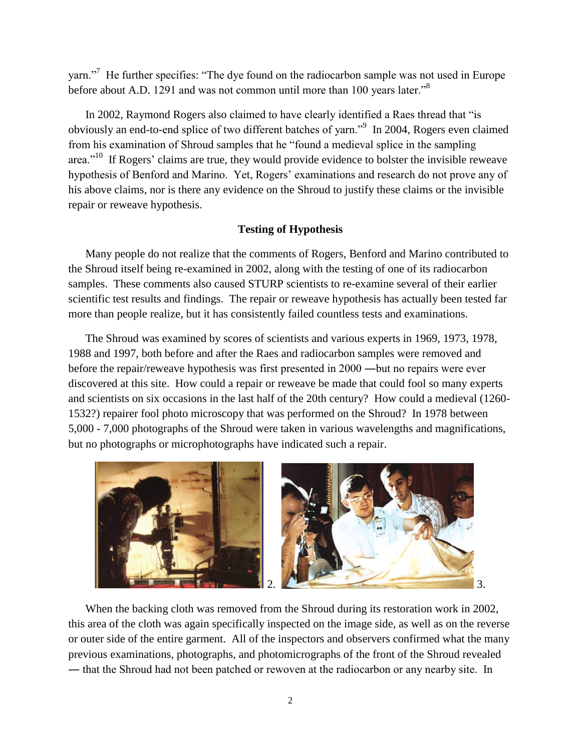yarn."[7] He further specifies: "The dye found on the radiocarbon sample was not used in Europe before about A.D. 1291 and was not common until more than 100 years later."[8]

In 2002, Raymond Rogers also claimed to have clearly identified a Raes thread that "is obviously an end-to-end splice of two different batches of yarn."[9] In 2004, Rogers even claimed from his examination of Shroud samples that he "found a medieval splice in the sampling area."[10] If Rogers' claims are true, they would provide evidence to bolster the invisible reweave hypothesis of Benford and Marino. Yet, Rogers' examinations and research do not prove any of his above claims, nor is there any evidence on the Shroud to justify these claims or the invisible repair or reweave hypothesis.

**Testing of Hypothesis**

Many people do not realize that the comments of Rogers, Benford and Marino contributed to the Shroud itself being re-examined in 2002, along with the testing of one of its radiocarbon samples. These comments also caused STURP scientists to re-examine several of their earlier scientific test results and findings. The repair or reweave hypothesis has actually been tested far more than people realize, but it has consistently failed countless tests and examinations.

The Shroud was examined by scores of scientists and various experts in 1969, 1973, 1978, 1988 and 1997, both before and after the Raes and radiocarbon samples were removed and before the repair/reweave hypothesis was first presented in 2000 —but no repairs were ever discovered at this site. How could a repair or reweave be made that could fool so many experts and scientists on six occasions in the last half of the 20th century? How could a medieval (1260-1532?) repairer fool photo microscopy that was performed on the Shroud? In 1978 between 5,000 - 7,000 photographs of the Shroud were taken in various wavelengths and magnifications, but no photographs or microphotographs have indicated such a repair.

2. 3.

When the backing cloth was removed from the Shroud during its restoration work in 2002, this area of the cloth was again specifically inspected on the image side, as well as on the reverse or outer side of the entire garment. All of the inspectors and observers confirmed what the many previous examinations, photographs, and photomicrographs of the front of the Shroud revealed — that the Shroud had not been patched or rewoven at the radiocarbon or any nearby site. In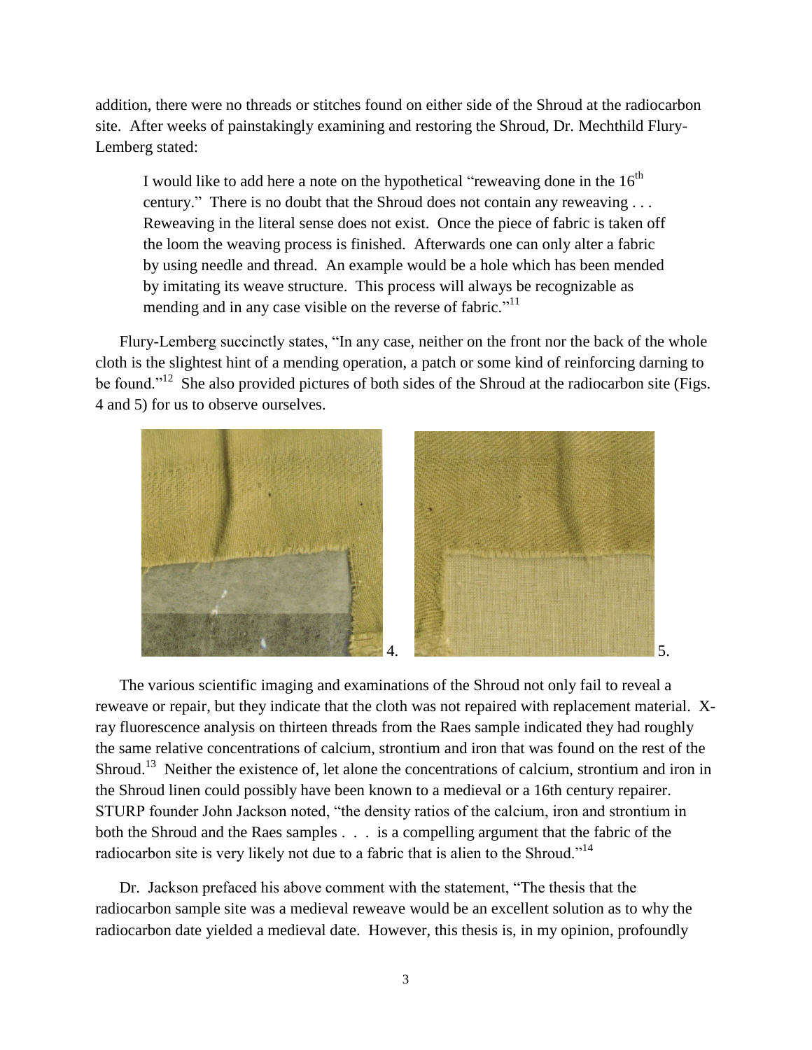addition, there were no threads or stitches found on either side of the Shroud at the radiocarbon site. After weeks of painstakingly examining and restoring the Shroud, Dr. Mechthild Flury-Lemberg stated:

> I would like to add here a note on the hypothetical "reweaving done in the 16th century." There is no doubt that the Shroud does not contain any reweaving . . . Reweaving in the literal sense does not exist. Once the piece of fabric is taken off the loom the weaving process is finished. Afterwards one can only alter a fabric by using needle and thread. An example would be a hole which has been mended by imitating its weave structure. This process will always be recognizable as mending and in any case visible on the reverse of fabric."[11]

Flury-Lemberg succinctly states, "In any case, neither on the front nor the back of the whole cloth is the slightest hint of a mending operation, a patch or some kind of reinforcing darning to be found."[12] She also provided pictures of both sides of the Shroud at the radiocarbon site (Figs. 4 and 5) for us to observe ourselves.

4.

5.

The various scientific imaging and examinations of the Shroud not only fail to reveal a reweave or repair, but they indicate that the cloth was not repaired with replacement material. X-ray fluorescence analysis on thirteen threads from the Raes sample indicated they had roughly the same relative concentrations of calcium, strontium and iron that was found on the rest of the Shroud.[13] Neither the existence of, let alone the concentrations of calcium, strontium and iron in the Shroud linen could possibly have been known to a medieval or a 16th century repairer. STURP founder John Jackson noted, "the density ratios of the calcium, iron and strontium in both the Shroud and the Raes samples . . . is a compelling argument that the fabric of the radiocarbon site is very likely not due to a fabric that is alien to the Shroud."[14]

Dr. Jackson prefaced his above comment with the statement, "The thesis that the radiocarbon sample site was a medieval reweave would be an excellent solution as to why the radiocarbon date yielded a medieval date. However, this thesis is, in my opinion, profoundly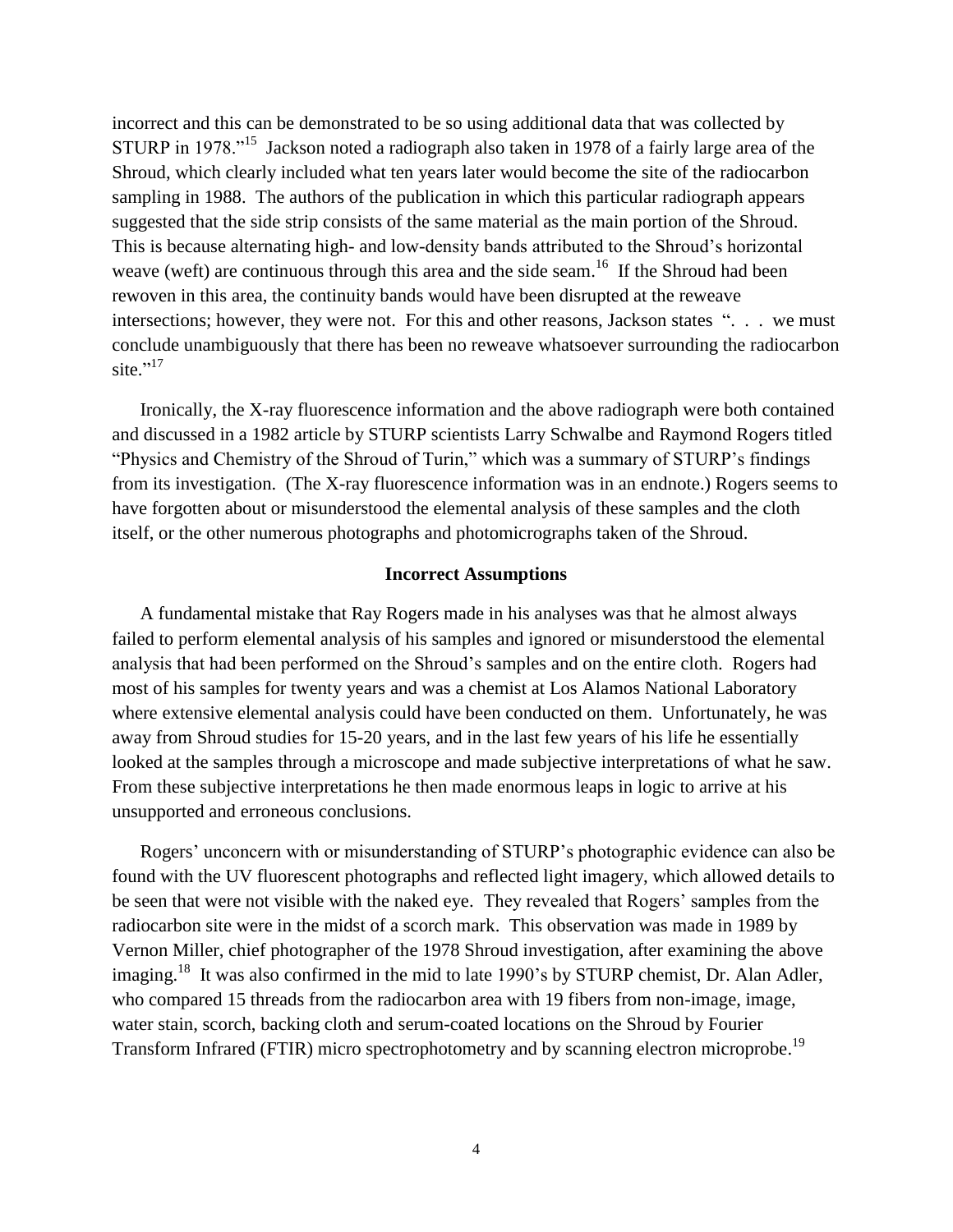incorrect and this can be demonstrated to be so using additional data that was collected by STURP in 1978."[15] Jackson noted a radiograph also taken in 1978 of a fairly large area of the Shroud, which clearly included what ten years later would become the site of the radiocarbon sampling in 1988. The authors of the publication in which this particular radiograph appears suggested that the side strip consists of the same material as the main portion of the Shroud. This is because alternating high- and low-density bands attributed to the Shroud's horizontal weave (weft) are continuous through this area and the side seam.[16] If the Shroud had been rewoven in this area, the continuity bands would have been disrupted at the reweave intersections; however, they were not. For this and other reasons, Jackson states ". . . we must conclude unambiguously that there has been no reweave whatsoever surrounding the radiocarbon site."[17]

Ironically, the X-ray fluorescence information and the above radiograph were both contained and discussed in a 1982 article by STURP scientists Larry Schwalbe and Raymond Rogers titled "Physics and Chemistry of the Shroud of Turin," which was a summary of STURP's findings from its investigation. (The X-ray fluorescence information was in an endnote.) Rogers seems to have forgotten about or misunderstood the elemental analysis of these samples and the cloth itself, or the other numerous photographs and photomicrographs taken of the Shroud.

### Incorrect Assumptions

A fundamental mistake that Ray Rogers made in his analyses was that he almost always failed to perform elemental analysis of his samples and ignored or misunderstood the elemental analysis that had been performed on the Shroud's samples and on the entire cloth. Rogers had most of his samples for twenty years and was a chemist at Los Alamos National Laboratory where extensive elemental analysis could have been conducted on them. Unfortunately, he was away from Shroud studies for 15-20 years, and in the last few years of his life he essentially looked at the samples through a microscope and made subjective interpretations of what he saw. From these subjective interpretations he then made enormous leaps in logic to arrive at his unsupported and erroneous conclusions.

Rogers' unconcern with or misunderstanding of STURP's photographic evidence can also be found with the UV fluorescent photographs and reflected light imagery, which allowed details to be seen that were not visible with the naked eye. They revealed that Rogers' samples from the radiocarbon site were in the midst of a scorch mark. This observation was made in 1989 by Vernon Miller, chief photographer of the 1978 Shroud investigation, after examining the above imaging.[18] It was also confirmed in the mid to late 1990's by STURP chemist, Dr. Alan Adler, who compared 15 threads from the radiocarbon area with 19 fibers from non-image, image, water stain, scorch, backing cloth and serum-coated locations on the Shroud by Fourier Transform Infrared (FTIR) micro spectrophotometry and by scanning electron microprobe.[19]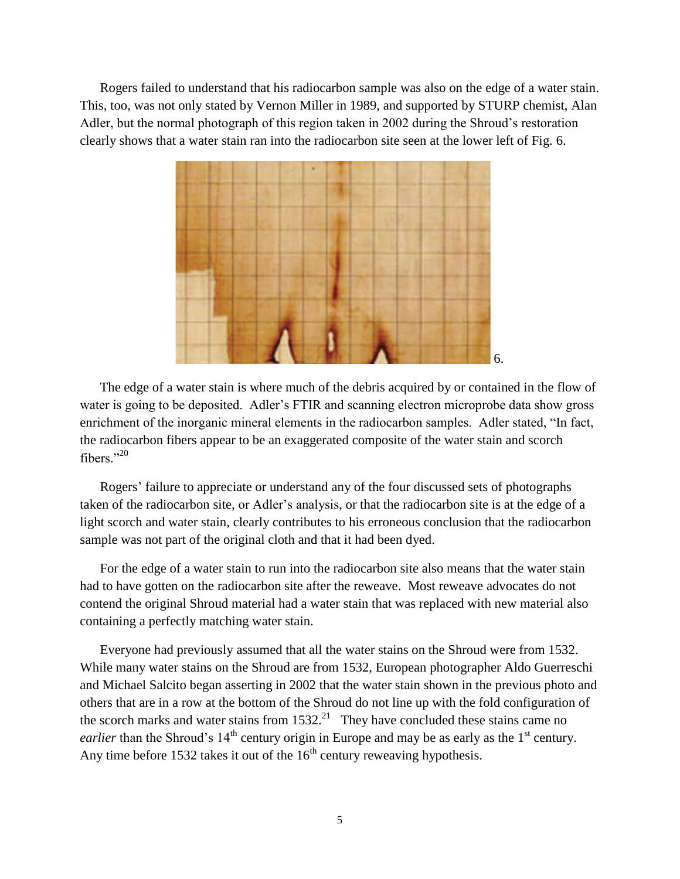Rogers failed to understand that his radiocarbon sample was also on the edge of a water stain. This, too, was not only stated by Vernon Miller in 1989, and supported by STURP chemist, Alan Adler, but the normal photograph of this region taken in 2002 during the Shroud's restoration clearly shows that a water stain ran into the radiocarbon site seen at the lower left of Fig. 6.

6.

The edge of a water stain is where much of the debris acquired by or contained in the flow of water is going to be deposited. Adler's FTIR and scanning electron microprobe data show gross enrichment of the inorganic mineral elements in the radiocarbon samples. Adler stated, "In fact, the radiocarbon fibers appear to be an exaggerated composite of the water stain and scorch fibers."[20]

Rogers' failure to appreciate or understand any of the four discussed sets of photographs taken of the radiocarbon site, or Adler's analysis, or that the radiocarbon site is at the edge of a light scorch and water stain, clearly contributes to his erroneous conclusion that the radiocarbon sample was not part of the original cloth and that it had been dyed.

For the edge of a water stain to run into the radiocarbon site also means that the water stain had to have gotten on the radiocarbon site after the reweave. Most reweave advocates do not contend the original Shroud material had a water stain that was replaced with new material also containing a perfectly matching water stain.

Everyone had previously assumed that all the water stains on the Shroud were from 1532. While many water stains on the Shroud are from 1532, European photographer Aldo Guerreschi and Michael Salcito began asserting in 2002 that the water stain shown in the previous photo and others that are in a row at the bottom of the Shroud do not line up with the fold configuration of the scorch marks and water stains from 1532.[21] They have concluded these stains came no *earlier* than the Shroud's 14th century origin in Europe and may be as early as the 1st century. Any time before 1532 takes it out of the 16th century reweaving hypothesis.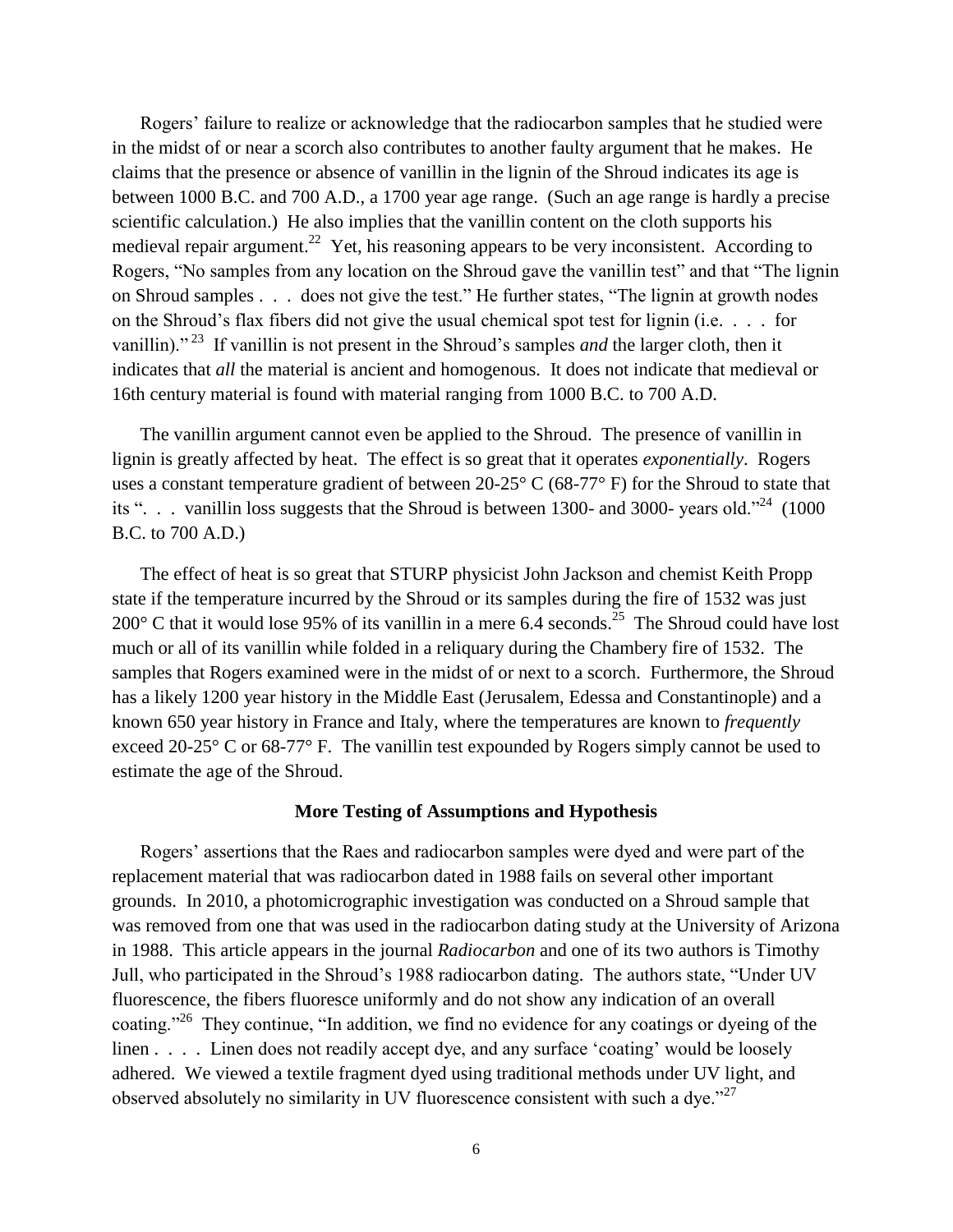Rogers' failure to realize or acknowledge that the radiocarbon samples that he studied were in the midst of or near a scorch also contributes to another faulty argument that he makes. He claims that the presence or absence of vanillin in the lignin of the Shroud indicates its age is between 1000 B.C. and 700 A.D., a 1700 year age range. (Such an age range is hardly a precise scientific calculation.) He also implies that the vanillin content on the cloth supports his medieval repair argument.[22] Yet, his reasoning appears to be very inconsistent. According to Rogers, "No samples from any location on the Shroud gave the vanillin test" and that "The lignin on Shroud samples . . . does not give the test." He further states, "The lignin at growth nodes on the Shroud's flax fibers did not give the usual chemical spot test for lignin (i.e. . . . for vanillin)."[23] If vanillin is not present in the Shroud's samples *and* the larger cloth, then it indicates that *all* the material is ancient and homogenous. It does not indicate that medieval or 16th century material is found with material ranging from 1000 B.C. to 700 A.D.

The vanillin argument cannot even be applied to the Shroud. The presence of vanillin in lignin is greatly affected by heat. The effect is so great that it operates *exponentially*. Rogers uses a constant temperature gradient of between 20-25° C (68-77° F) for the Shroud to state that its ". . . vanillin loss suggests that the Shroud is between 1300- and 3000- years old."[24] (1000 B.C. to 700 A.D.)

The effect of heat is so great that STURP physicist John Jackson and chemist Keith Propp state if the temperature incurred by the Shroud or its samples during the fire of 1532 was just 200° C that it would lose 95% of its vanillin in a mere 6.4 seconds.[25] The Shroud could have lost much or all of its vanillin while folded in a reliquary during the Chambery fire of 1532. The samples that Rogers examined were in the midst of or next to a scorch. Furthermore, the Shroud has a likely 1200 year history in the Middle East (Jerusalem, Edessa and Constantinople) and a known 650 year history in France and Italy, where the temperatures are known to *frequently* exceed 20-25° C or 68-77° F. The vanillin test expounded by Rogers simply cannot be used to estimate the age of the Shroud.

### More Testing of Assumptions and Hypothesis

Rogers' assertions that the Raes and radiocarbon samples were dyed and were part of the replacement material that was radiocarbon dated in 1988 fails on several other important grounds. In 2010, a photomicrographic investigation was conducted on a Shroud sample that was removed from one that was used in the radiocarbon dating study at the University of Arizona in 1988. This article appears in the journal *Radiocarbon* and one of its two authors is Timothy Jull, who participated in the Shroud's 1988 radiocarbon dating. The authors state, "Under UV fluorescence, the fibers fluoresce uniformly and do not show any indication of an overall coating."[26] They continue, "In addition, we find no evidence for any coatings or dyeing of the linen . . . . Linen does not readily accept dye, and any surface 'coating' would be loosely adhered. We viewed a textile fragment dyed using traditional methods under UV light, and observed absolutely no similarity in UV fluorescence consistent with such a dye."[27]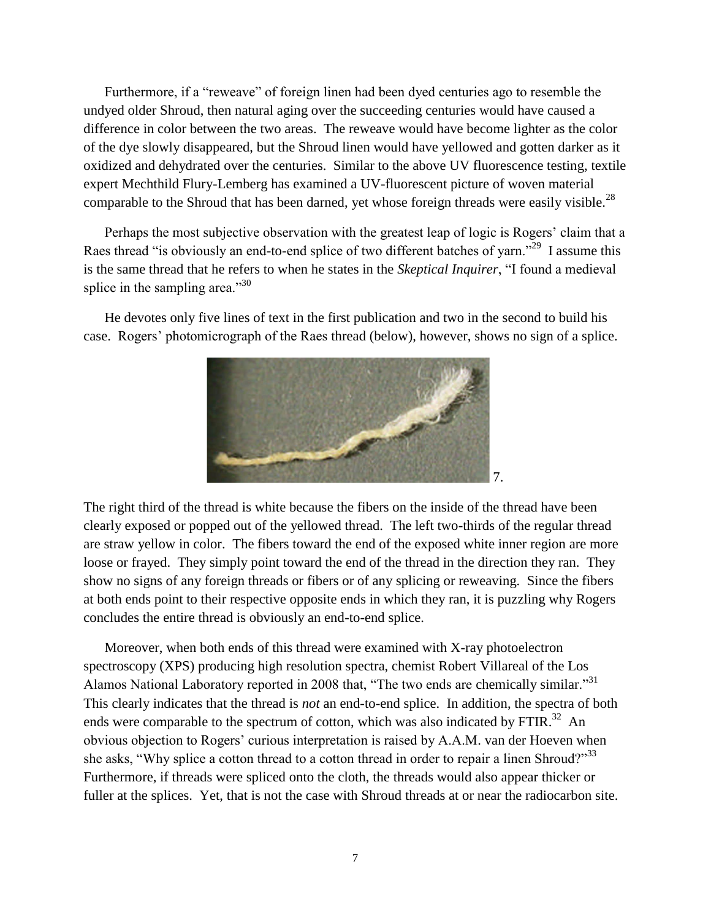Furthermore, if a "reweave" of foreign linen had been dyed centuries ago to resemble the undyed older Shroud, then natural aging over the succeeding centuries would have caused a difference in color between the two areas. The reweave would have become lighter as the color of the dye slowly disappeared, but the Shroud linen would have yellowed and gotten darker as it oxidized and dehydrated over the centuries. Similar to the above UV fluorescence testing, textile expert Mechthild Flury-Lemberg has examined a UV-fluorescent picture of woven material comparable to the Shroud that has been darned, yet whose foreign threads were easily visible.[28]

Perhaps the most subjective observation with the greatest leap of logic is Rogers' claim that a Raes thread "is obviously an end-to-end splice of two different batches of yarn."[29] I assume this is the same thread that he refers to when he states in the *Skeptical Inquirer*, "I found a medieval splice in the sampling area."[30]

He devotes only five lines of text in the first publication and two in the second to build his case. Rogers' photomicrograph of the Raes thread (below), however, shows no sign of a splice.

7.

The right third of the thread is white because the fibers on the inside of the thread have been clearly exposed or popped out of the yellowed thread. The left two-thirds of the regular thread are straw yellow in color. The fibers toward the end of the exposed white inner region are more loose or frayed. They simply point toward the end of the thread in the direction they ran. They show no signs of any foreign threads or fibers or of any splicing or reweaving. Since the fibers at both ends point to their respective opposite ends in which they ran, it is puzzling why Rogers concludes the entire thread is obviously an end-to-end splice.

Moreover, when both ends of this thread were examined with X-ray photoelectron spectroscopy (XPS) producing high resolution spectra, chemist Robert Villareal of the Los Alamos National Laboratory reported in 2008 that, "The two ends are chemically similar."[31] This clearly indicates that the thread is *not* an end-to-end splice. In addition, the spectra of both ends were comparable to the spectrum of cotton, which was also indicated by FTIR.[32] An obvious objection to Rogers' curious interpretation is raised by A.A.M. van der Hoeven when she asks, "Why splice a cotton thread to a cotton thread in order to repair a linen Shroud?"[33] Furthermore, if threads were spliced onto the cloth, the threads would also appear thicker or fuller at the splices. Yet, that is not the case with Shroud threads at or near the radiocarbon site.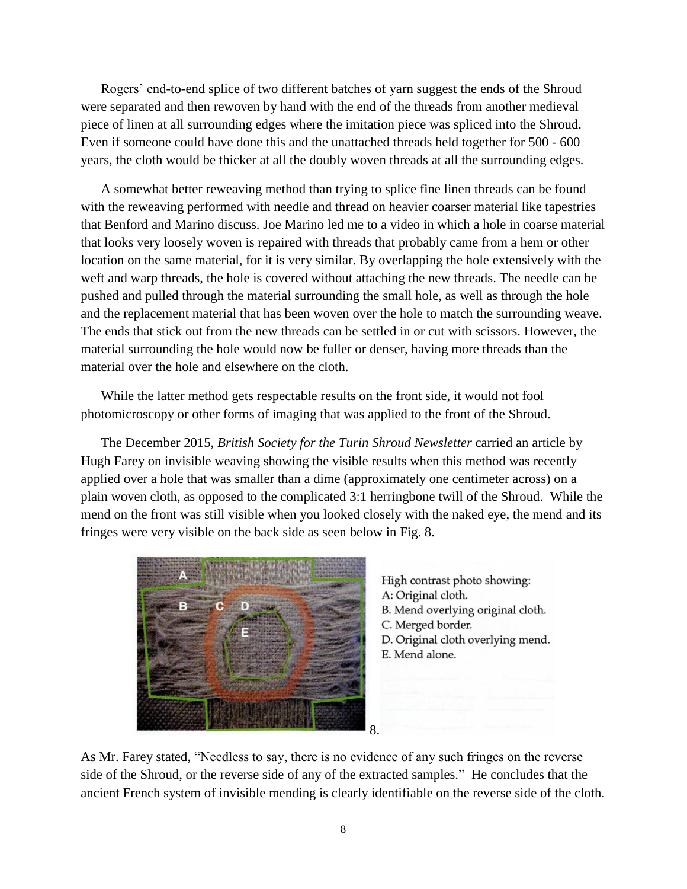Rogers' end-to-end splice of two different batches of yarn suggest the ends of the Shroud were separated and then rewoven by hand with the end of the threads from another medieval piece of linen at all surrounding edges where the imitation piece was spliced into the Shroud. Even if someone could have done this and the unattached threads held together for 500 - 600 years, the cloth would be thicker at all the doubly woven threads at all the surrounding edges.

A somewhat better reweaving method than trying to splice fine linen threads can be found with the reweaving performed with needle and thread on heavier coarser material like tapestries that Benford and Marino discuss. Joe Marino led me to a video in which a hole in coarse material that looks very loosely woven is repaired with threads that probably came from a hem or other location on the same material, for it is very similar. By overlapping the hole extensively with the weft and warp threads, the hole is covered without attaching the new threads. The needle can be pushed and pulled through the material surrounding the small hole, as well as through the hole and the replacement material that has been woven over the hole to match the surrounding weave. The ends that stick out from the new threads can be settled in or cut with scissors. However, the material surrounding the hole would now be fuller or denser, having more threads than the material over the hole and elsewhere on the cloth.

While the latter method gets respectable results on the front side, it would not fool photomicroscopy or other forms of imaging that was applied to the front of the Shroud.

The December 2015, *British Society for the Turin Shroud Newsletter* carried an article by Hugh Farey on invisible weaving showing the visible results when this method was recently applied over a hole that was smaller than a dime (approximately one centimeter across) on a plain woven cloth, as opposed to the complicated 3:1 herringbone twill of the Shroud. While the mend on the front was still visible when you looked closely with the naked eye, the mend and its fringes were very visible on the back side as seen below in Fig. 8.

High contrast photo showing:
A: Original cloth.
B. Mend overlying original cloth.
C. Merged border.
D. Original cloth overlying mend.
E. Mend alone.

8.

As Mr. Farey stated, "Needless to say, there is no evidence of any such fringes on the reverse side of the Shroud, or the reverse side of any of the extracted samples." He concludes that the ancient French system of invisible mending is clearly identifiable on the reverse side of the cloth.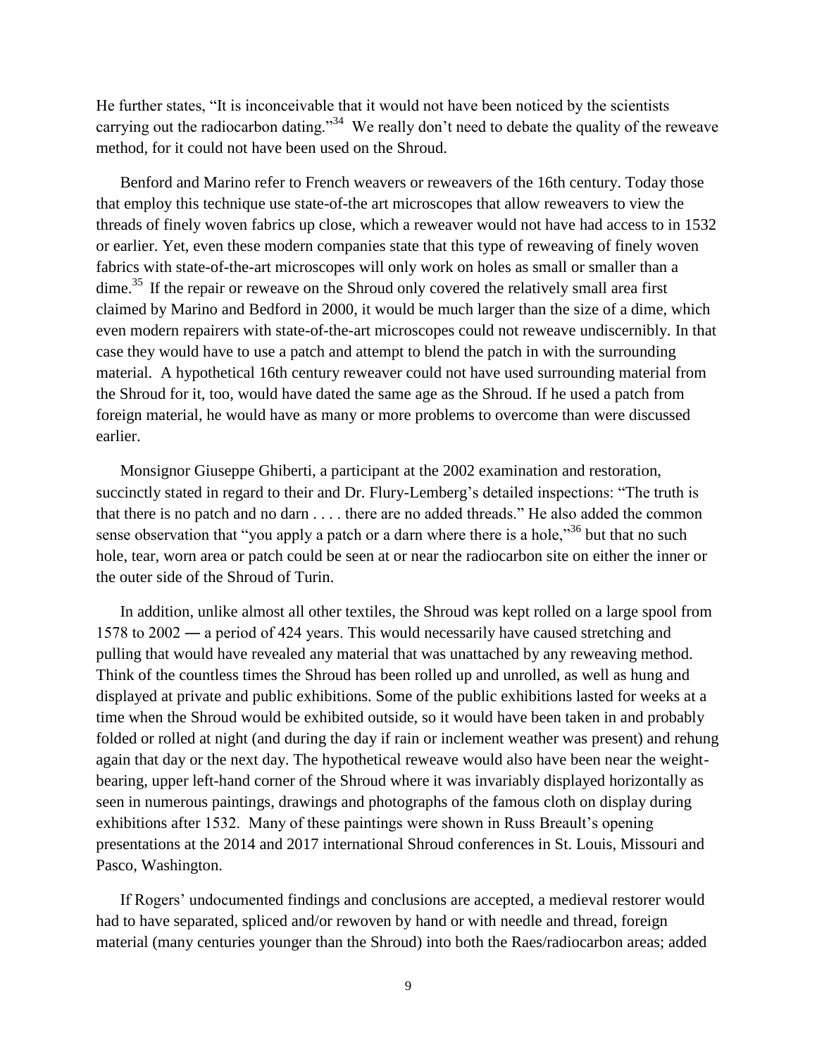He further states, "It is inconceivable that it would not have been noticed by the scientists carrying out the radiocarbon dating."[34] We really don't need to debate the quality of the reweave method, for it could not have been used on the Shroud.

Benford and Marino refer to French weavers or reweavers of the 16th century. Today those that employ this technique use state-of-the art microscopes that allow reweavers to view the threads of finely woven fabrics up close, which a reweaver would not have had access to in 1532 or earlier. Yet, even these modern companies state that this type of reweaving of finely woven fabrics with state-of-the-art microscopes will only work on holes as small or smaller than a dime.[35] If the repair or reweave on the Shroud only covered the relatively small area first claimed by Marino and Bedford in 2000, it would be much larger than the size of a dime, which even modern repairers with state-of-the-art microscopes could not reweave undiscernibly. In that case they would have to use a patch and attempt to blend the patch in with the surrounding material. A hypothetical 16th century reweaver could not have used surrounding material from the Shroud for it, too, would have dated the same age as the Shroud. If he used a patch from foreign material, he would have as many or more problems to overcome than were discussed earlier.

Monsignor Giuseppe Ghiberti, a participant at the 2002 examination and restoration, succinctly stated in regard to their and Dr. Flury-Lemberg's detailed inspections: "The truth is that there is no patch and no darn . . . . there are no added threads." He also added the common sense observation that "you apply a patch or a darn where there is a hole,"[36] but that no such hole, tear, worn area or patch could be seen at or near the radiocarbon site on either the inner or the outer side of the Shroud of Turin.

In addition, unlike almost all other textiles, the Shroud was kept rolled on a large spool from 1578 to 2002 ― a period of 424 years. This would necessarily have caused stretching and pulling that would have revealed any material that was unattached by any reweaving method. Think of the countless times the Shroud has been rolled up and unrolled, as well as hung and displayed at private and public exhibitions. Some of the public exhibitions lasted for weeks at a time when the Shroud would be exhibited outside, so it would have been taken in and probably folded or rolled at night (and during the day if rain or inclement weather was present) and rehung again that day or the next day. The hypothetical reweave would also have been near the weight-bearing, upper left-hand corner of the Shroud where it was invariably displayed horizontally as seen in numerous paintings, drawings and photographs of the famous cloth on display during exhibitions after 1532. Many of these paintings were shown in Russ Breault's opening presentations at the 2014 and 2017 international Shroud conferences in St. Louis, Missouri and Pasco, Washington.

If Rogers' undocumented findings and conclusions are accepted, a medieval restorer would had to have separated, spliced and/or rewoven by hand or with needle and thread, foreign material (many centuries younger than the Shroud) into both the Raes/radiocarbon areas; added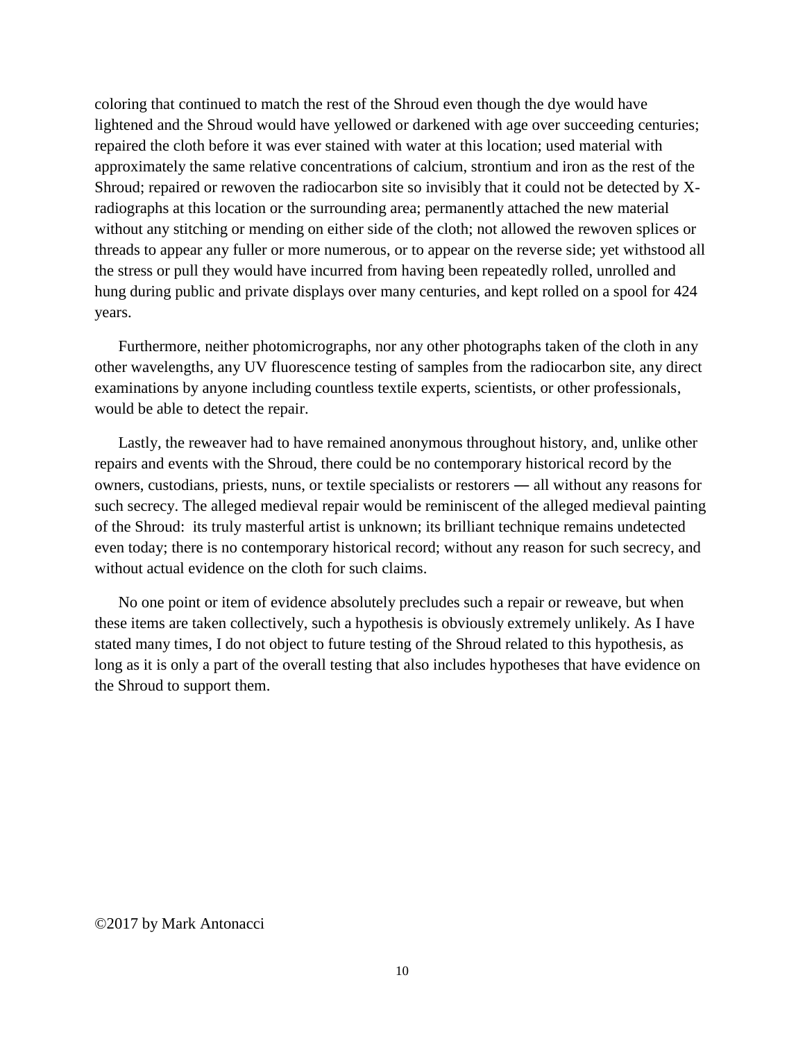coloring that continued to match the rest of the Shroud even though the dye would have lightened and the Shroud would have yellowed or darkened with age over succeeding centuries; repaired the cloth before it was ever stained with water at this location; used material with approximately the same relative concentrations of calcium, strontium and iron as the rest of the Shroud; repaired or rewoven the radiocarbon site so invisibly that it could not be detected by X-radiographs at this location or the surrounding area; permanently attached the new material without any stitching or mending on either side of the cloth; not allowed the rewoven splices or threads to appear any fuller or more numerous, or to appear on the reverse side; yet withstood all the stress or pull they would have incurred from having been repeatedly rolled, unrolled and hung during public and private displays over many centuries, and kept rolled on a spool for 424 years.

Furthermore, neither photomicrographs, nor any other photographs taken of the cloth in any other wavelengths, any UV fluorescence testing of samples from the radiocarbon site, any direct examinations by anyone including countless textile experts, scientists, or other professionals, would be able to detect the repair.

Lastly, the reweaver had to have remained anonymous throughout history, and, unlike other repairs and events with the Shroud, there could be no contemporary historical record by the owners, custodians, priests, nuns, or textile specialists or restorers ― all without any reasons for such secrecy. The alleged medieval repair would be reminiscent of the alleged medieval painting of the Shroud: its truly masterful artist is unknown; its brilliant technique remains undetected even today; there is no contemporary historical record; without any reason for such secrecy, and without actual evidence on the cloth for such claims.

No one point or item of evidence absolutely precludes such a repair or reweave, but when these items are taken collectively, such a hypothesis is obviously extremely unlikely. As I have stated many times, I do not object to future testing of the Shroud related to this hypothesis, as long as it is only a part of the overall testing that also includes hypotheses that have evidence on the Shroud to support them.

©2017 by Mark Antonacci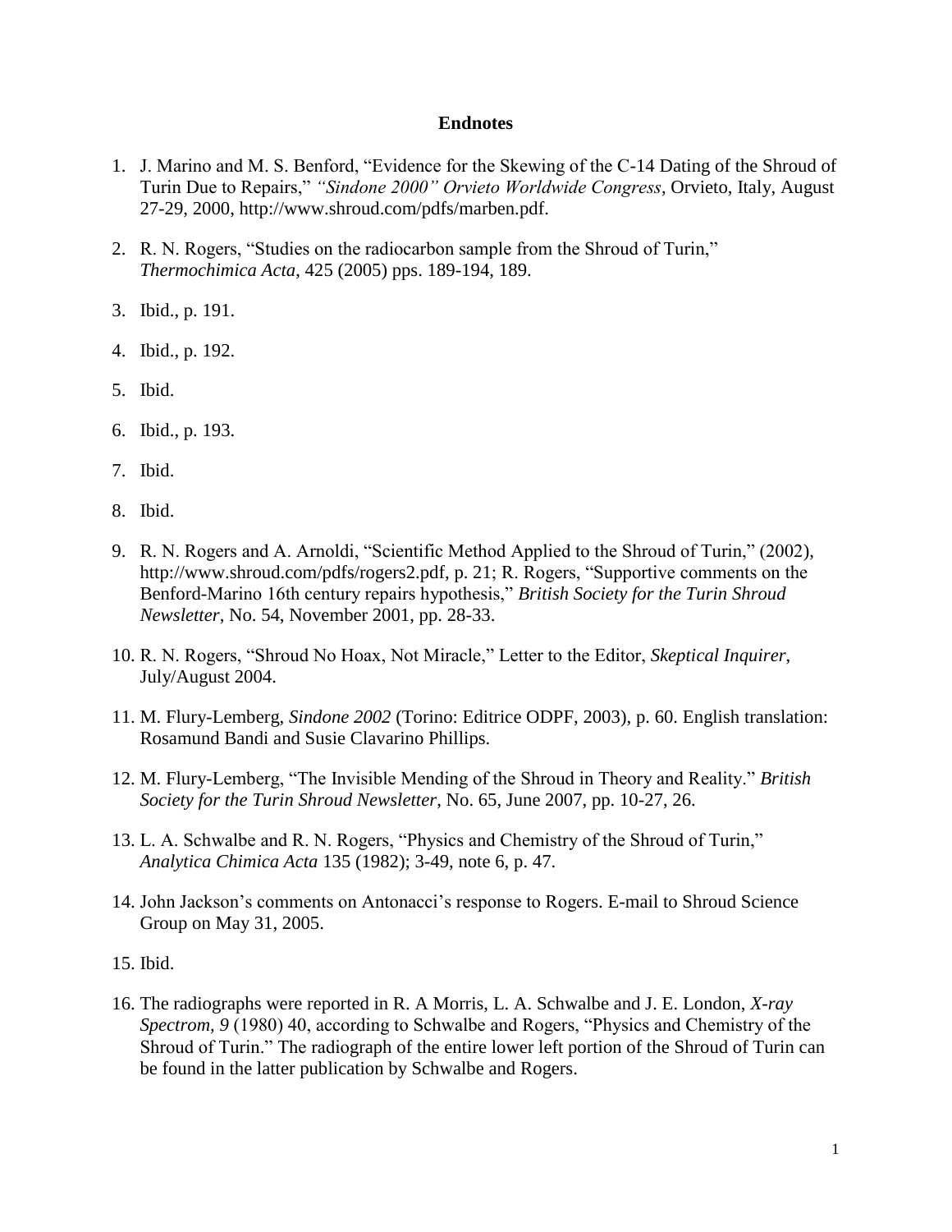## Endnotes

1. J. Marino and M. S. Benford, "Evidence for the Skewing of the C-14 Dating of the Shroud of Turin Due to Repairs," *"Sindone 2000" Orvieto Worldwide Congress*, Orvieto, Italy, August 27-29, 2000, http://www.shroud.com/pdfs/marben.pdf.
2. R. N. Rogers, "Studies on the radiocarbon sample from the Shroud of Turin," *Thermochimica Acta*, 425 (2005) pps. 189-194, 189.
3. Ibid., p. 191.
4. Ibid., p. 192.
5. Ibid.
6. Ibid., p. 193.
7. Ibid.
8. Ibid.
9. R. N. Rogers and A. Arnoldi, "Scientific Method Applied to the Shroud of Turin," (2002), http://www.shroud.com/pdfs/rogers2.pdf, p. 21; R. Rogers, "Supportive comments on the Benford-Marino 16th century repairs hypothesis," *British Society for the Turin Shroud Newsletter*, No. 54, November 2001, pp. 28-33.
10. R. N. Rogers, "Shroud No Hoax, Not Miracle," Letter to the Editor, *Skeptical Inquirer*, July/August 2004.
11. M. Flury-Lemberg, *Sindone 2002* (Torino: Editrice ODPF, 2003), p. 60. English translation: Rosamund Bandi and Susie Clavarino Phillips.
12. M. Flury-Lemberg, "The Invisible Mending of the Shroud in Theory and Reality." *British Society for the Turin Shroud Newsletter*, No. 65, June 2007, pp. 10-27, 26.
13. L. A. Schwalbe and R. N. Rogers, "Physics and Chemistry of the Shroud of Turin," *Analytica Chimica Acta* 135 (1982); 3-49, note 6, p. 47.
14. John Jackson's comments on Antonacci's response to Rogers. E-mail to Shroud Science Group on May 31, 2005.
15. Ibid.
16. The radiographs were reported in R. A Morris, L. A. Schwalbe and J. E. London, *X-ray Spectrom, 9* (1980) 40, according to Schwalbe and Rogers, "Physics and Chemistry of the Shroud of Turin." The radiograph of the entire lower left portion of the Shroud of Turin can be found in the latter publication by Schwalbe and Rogers.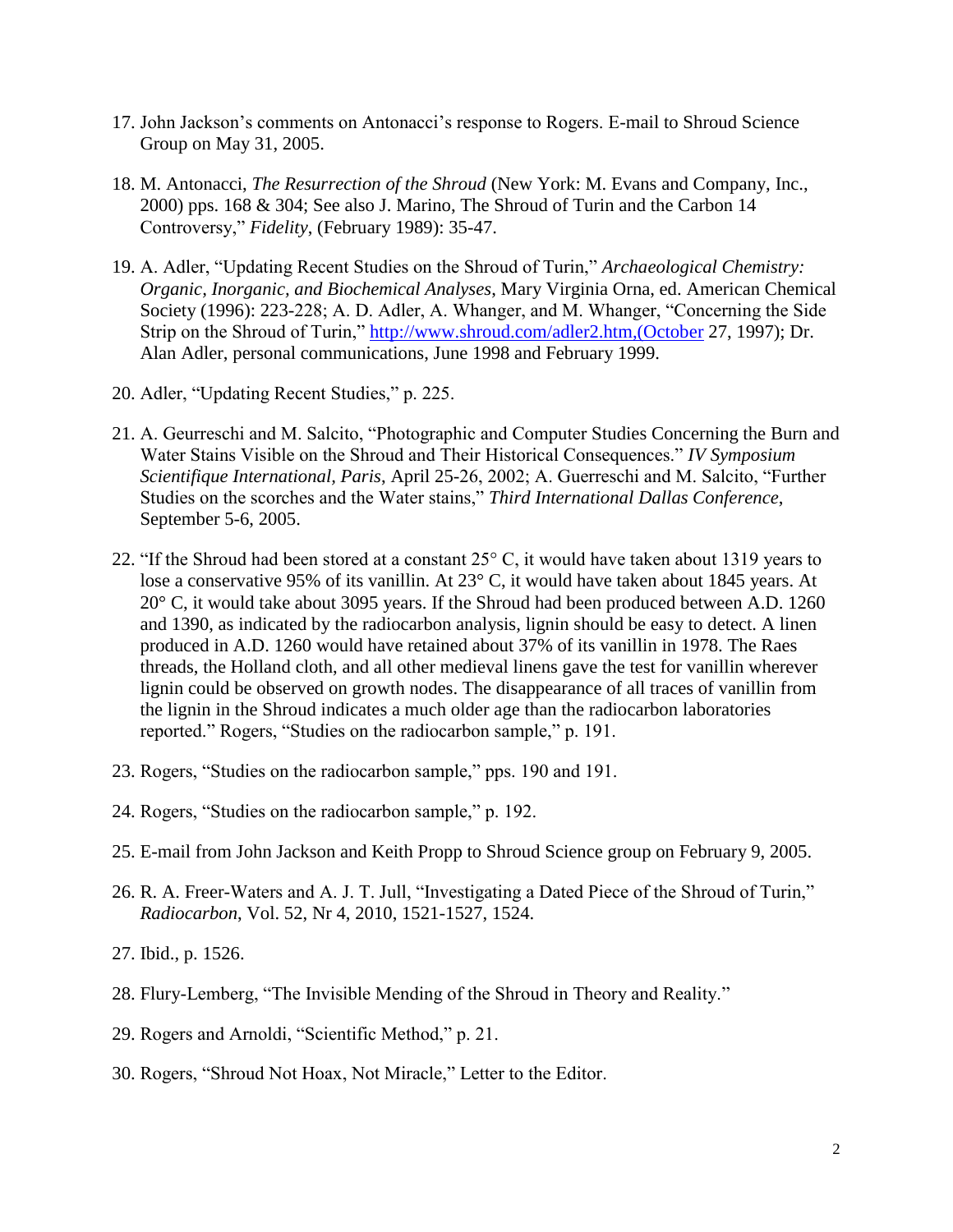17. John Jackson's comments on Antonacci's response to Rogers. E-mail to Shroud Science Group on May 31, 2005.

18. M. Antonacci, *The Resurrection of the Shroud* (New York: M. Evans and Company, Inc., 2000) pps. 168 & 304; See also J. Marino, The Shroud of Turin and the Carbon 14 Controversy," *Fidelity*, (February 1989): 35-47.

19. A. Adler, "Updating Recent Studies on the Shroud of Turin," *Archaeological Chemistry: Organic, Inorganic, and Biochemical Analyses*, Mary Virginia Orna, ed. American Chemical Society (1996): 223-228; A. D. Adler, A. Whanger, and M. Whanger, "Concerning the Side Strip on the Shroud of Turin," http://www.shroud.com/adler2.htm,(October 27, 1997); Dr. Alan Adler, personal communications, June 1998 and February 1999.

20. Adler, "Updating Recent Studies," p. 225.

21. A. Geurreschi and M. Salcito, "Photographic and Computer Studies Concerning the Burn and Water Stains Visible on the Shroud and Their Historical Consequences." *IV Symposium Scientifique International, Paris*, April 25-26, 2002; A. Guerreschi and M. Salcito, "Further Studies on the scorches and the Water stains," *Third International Dallas Conference*, September 5-6, 2005.

22. "If the Shroud had been stored at a constant 25° C, it would have taken about 1319 years to lose a conservative 95% of its vanillin. At 23° C, it would have taken about 1845 years. At 20° C, it would take about 3095 years. If the Shroud had been produced between A.D. 1260 and 1390, as indicated by the radiocarbon analysis, lignin should be easy to detect. A linen produced in A.D. 1260 would have retained about 37% of its vanillin in 1978. The Raes threads, the Holland cloth, and all other medieval linens gave the test for vanillin wherever lignin could be observed on growth nodes. The disappearance of all traces of vanillin from the lignin in the Shroud indicates a much older age than the radiocarbon laboratories reported." Rogers, "Studies on the radiocarbon sample," p. 191.

23. Rogers, "Studies on the radiocarbon sample," pps. 190 and 191.

24. Rogers, "Studies on the radiocarbon sample," p. 192.

25. E-mail from John Jackson and Keith Propp to Shroud Science group on February 9, 2005.

26. R. A. Freer-Waters and A. J. T. Jull, "Investigating a Dated Piece of the Shroud of Turin," *Radiocarbon*, Vol. 52, Nr 4, 2010, 1521-1527, 1524.

27. Ibid., p. 1526.

28. Flury-Lemberg, "The Invisible Mending of the Shroud in Theory and Reality."

29. Rogers and Arnoldi, "Scientific Method," p. 21.

30. Rogers, "Shroud Not Hoax, Not Miracle," Letter to the Editor.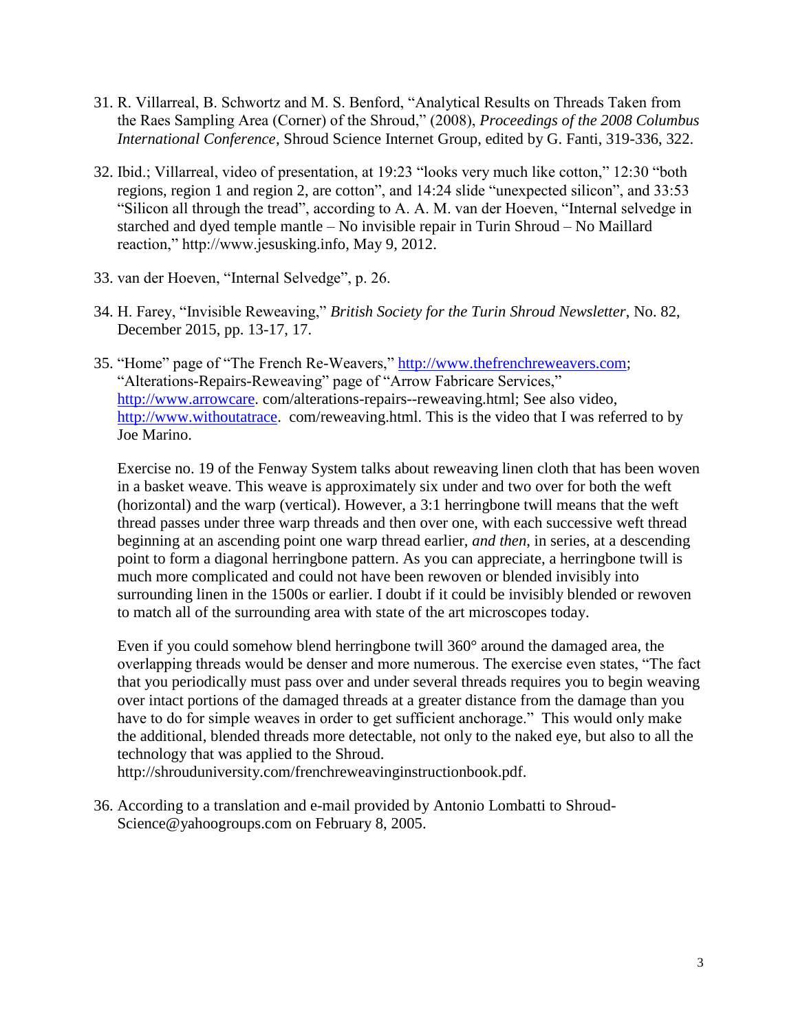31. R. Villarreal, B. Schwortz and M. S. Benford, "Analytical Results on Threads Taken from the Raes Sampling Area (Corner) of the Shroud," (2008), *Proceedings of the 2008 Columbus International Conference*, Shroud Science Internet Group, edited by G. Fanti, 319-336, 322.

32. Ibid.; Villarreal, video of presentation, at 19:23 "looks very much like cotton," 12:30 "both regions, region 1 and region 2, are cotton", and 14:24 slide "unexpected silicon", and 33:53 "Silicon all through the tread", according to A. A. M. van der Hoeven, "Internal selvedge in starched and dyed temple mantle – No invisible repair in Turin Shroud – No Maillard reaction," http://www.jesusking.info, May 9, 2012.

33. van der Hoeven, "Internal Selvedge", p. 26.

34. H. Farey, "Invisible Reweaving," *British Society for the Turin Shroud Newsletter*, No. 82, December 2015, pp. 13-17, 17.

35. "Home" page of "The French Re-Weavers," http://www.thefrenchreweavers.com; "Alterations-Repairs-Reweaving" page of "Arrow Fabricare Services," http://www.arrowcare. com/alterations-repairs--reweaving.html; See also video, http://www.withoutatrace. com/reweaving.html. This is the video that I was referred to by Joe Marino.

    Exercise no. 19 of the Fenway System talks about reweaving linen cloth that has been woven in a basket weave. This weave is approximately six under and two over for both the weft (horizontal) and the warp (vertical). However, a 3:1 herringbone twill means that the weft thread passes under three warp threads and then over one, with each successive weft thread beginning at an ascending point one warp thread earlier, *and then*, in series, at a descending point to form a diagonal herringbone pattern. As you can appreciate, a herringbone twill is much more complicated and could not have been rewoven or blended invisibly into surrounding linen in the 1500s or earlier. I doubt if it could be invisibly blended or rewoven to match all of the surrounding area with state of the art microscopes today.

    Even if you could somehow blend herringbone twill 360° around the damaged area, the overlapping threads would be denser and more numerous. The exercise even states, "The fact that you periodically must pass over and under several threads requires you to begin weaving over intact portions of the damaged threads at a greater distance from the damage than you have to do for simple weaves in order to get sufficient anchorage." This would only make the additional, blended threads more detectable, not only to the naked eye, but also to all the technology that was applied to the Shroud. http://shrouduniversity.com/frenchreweavinginstructionbook.pdf.

36. According to a translation and e-mail provided by Antonio Lombatti to Shroud-Science@yahoogroups.com on February 8, 2005.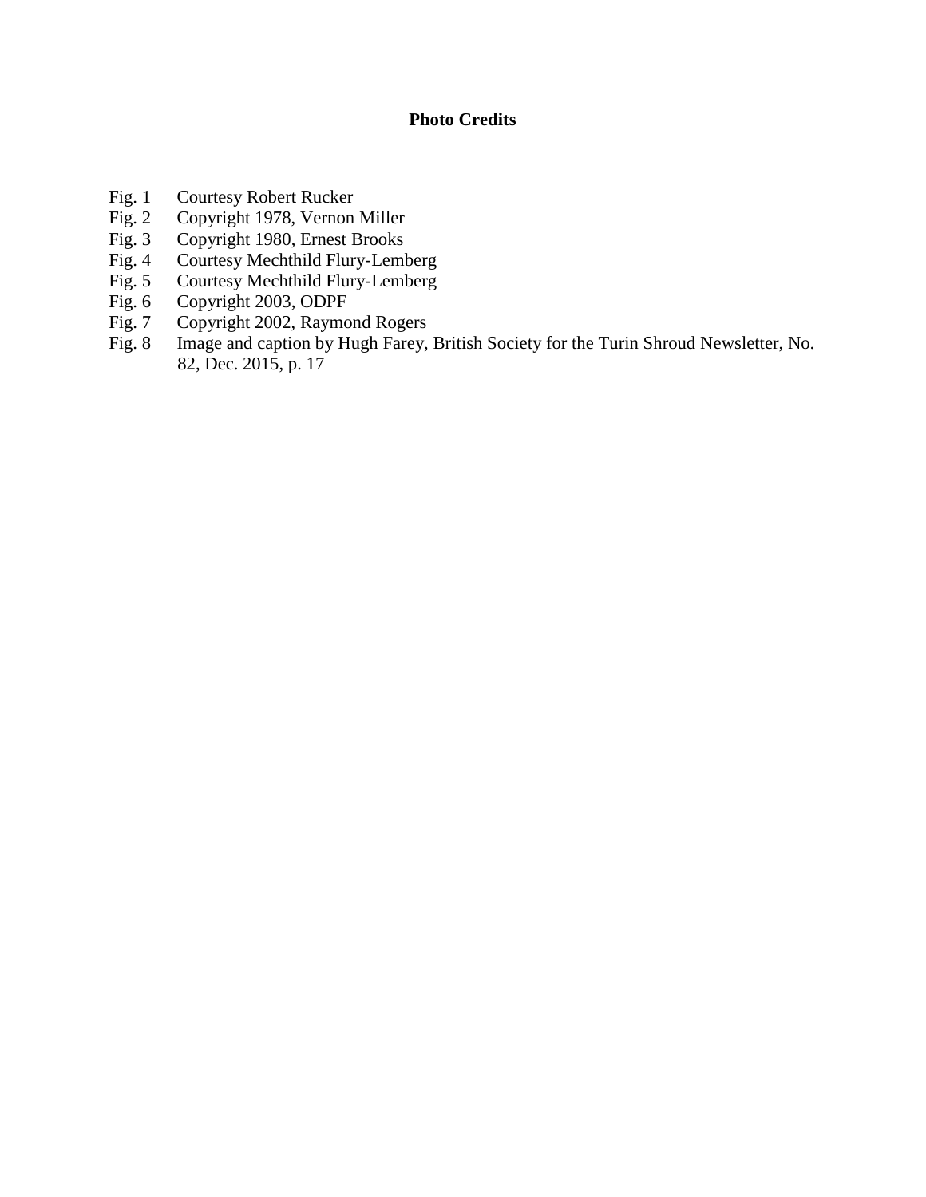**Photo Credits**

Fig. 1 Courtesy Robert Rucker
Fig. 2 Copyright 1978, Vernon Miller
Fig. 3 Copyright 1980, Ernest Brooks
Fig. 4 Courtesy Mechthild Flury-Lemberg
Fig. 5 Courtesy Mechthild Flury-Lemberg
Fig. 6 Copyright 2003, ODPF
Fig. 7 Copyright 2002, Raymond Rogers
Fig. 8 Image and caption by Hugh Farey, British Society for the Turin Shroud Newsletter, No. 82, Dec. 2015, p. 17